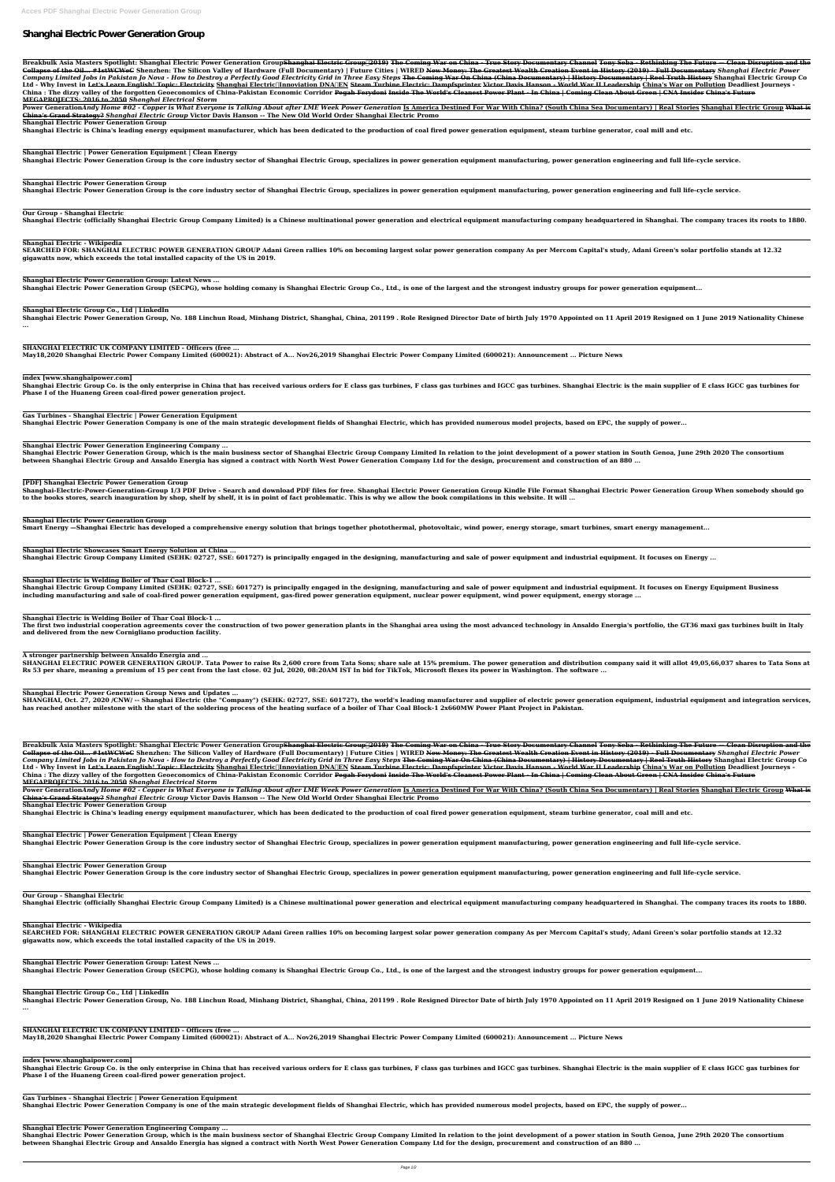# Shanghai Electric Power Generation Group

**Breakbulk Asia Masters Spotlight: Shanghai Electric Power Generation Group ~~Shanghai Electric Group(2019)~~ ~~The Coming War on China - True Story Documentary Channel~~ ~~Tony Seba - Rethinking The Future — Clean Disruption and the Collapse of the Oil... #1stWCWeC~~ Shenzhen: The Silicon Valley of Hardware (Full Documentary) | Future Cities | WIRED ~~New Money: The Greatest Wealth Creation Event in History (2019) - Full Documentary~~ *Shanghai Electric Power Company Limited Jobs in Pakistan Jo Nova - How to Destroy a Perfectly Good Electricity Grid in Three Easy Steps* ~~The Coming War On China (China Documentary) | History Documentary | Reel Truth History~~ Shanghai Electric Group Co Ltd - Why Invest in Let's Learn English! Topic: Electricity Shanghai Electric(Innoviation DNA)EN ~~Steam Turbine Electric: Dampfsprinter~~ ~~Victor Davis Hanson - World War II Leadership~~ China's War on Pollution Deadliest Journeys - China : The dizzy valley of the forgotten Geoeconomics of China-Pakistan Economic Corridor ~~Pegah Feryduni Inside The World's Cleanest Power Plant - In China | Coming Clean About Green | CNA Insider~~ China's Future MEGAPROJECTS: 2016 to 2050 *Shanghai Electrical Storm***

**Power Generation *Andy Home #02 - Copper is What Everyone is Talking About after LME Week Power Generation* Is America Destined For War With China? (South China Sea Documentary) | Real Stories Shanghai Electric Group ~~What is China's Grand Strategy?~~ *Shanghai Electric Group* Victor Davis Hanson -- The New Old World Order Shanghai Electric Promo**

**Shanghai Electric Power Generation Group**

**Shanghai Electric is China's leading energy equipment manufacturer, which has been dedicated to the production of coal fired power generation equipment, steam turbine generator, coal mill and etc.**

**Shanghai Electric | Power Generation Equipment | Clean Energy**

**Shanghai Electric Power Generation Group is the core industry sector of Shanghai Electric Group, specializes in power generation equipment manufacturing, power generation engineering and full life-cycle service.**

**Shanghai Electric Power Generation Group**

**Shanghai Electric Power Generation Group is the core industry sector of Shanghai Electric Group, specializes in power generation equipment manufacturing, power generation engineering and full life-cycle service.**

**Our Group - Shanghai Electric**

**Shanghai Electric (officially Shanghai Electric Group Company Limited) is a Chinese multinational power generation and electrical equipment manufacturing company headquartered in Shanghai. The company traces its roots to 1880.**

**Shanghai Electric - Wikipedia**

**SEARCHED FOR: SHANGHAI ELECTRIC POWER GENERATION GROUP Adani Green rallies 10% on becoming largest solar power generation company As per Mercom Capital's study, Adani Green's solar portfolio stands at 12.32 gigawatts now, which exceeds the total installed capacity of the US in 2019.**

**Shanghai Electric Power Generation Group: Latest News ...**

**Shanghai Electric Power Generation Group (SECPG), whose holding comany is Shanghai Electric Group Co., Ltd., is one of the largest and the strongest industry groups for power generation equipment...**

**Shanghai Electric Group Co., Ltd | LinkedIn**

**Shanghai Electric Power Generation Group, No. 188 Linchun Road, Minhang District, Shanghai, China, 201199 . Role Resigned Director Date of birth July 1970 Appointed on 11 April 2019 Resigned on 1 June 2019 Nationality Chinese ...**

**SHANGHAI ELECTRIC UK COMPANY LIMITED - Officers (free ...**

**May18,2020 Shanghai Electric Power Company Limited (600021): Abstract of A... Nov26,2019 Shanghai Electric Power Company Limited (600021): Announcement ... Picture News**

**index [www.shanghaipower.com]**

**Shanghai Electric Group Co. is the only enterprise in China that has received various orders for E class gas turbines, F class gas turbines and IGCC gas turbines. Shanghai Electric is the main supplier of E class IGCC gas turbines for Phase I of the Huaneng Green coal-fired power generation project.**

**Gas Turbines - Shanghai Electric | Power Generation Equipment**

**Shanghai Electric Power Generation Company is one of the main strategic development fields of Shanghai Electric, which has provided numerous model projects, based on EPC, the supply of power...**

**Shanghai Electric Power Generation Engineering Company ...**

**Shanghai Electric Power Generation Group, which is the main business sector of Shanghai Electric Group Company Limited In relation to the joint development of a power station in South Genoa, June 29th 2020 The consortium between Shanghai Electric Group and Ansaldo Energia has signed a contract with North West Power Generation Company Ltd for the design, procurement and construction of an 880 ...**

**[PDF] Shanghai Electric Power Generation Group**

**Shanghai-Electric-Power-Generation-Group 1/3 PDF Drive - Search and download PDF files for free. Shanghai Electric Power Generation Group Kindle File Format Shanghai Electric Power Generation Group When somebody should go to the books stores, search inauguration by shop, shelf by shelf, it is in point of fact problematic. This is why we allow the book compilations in this website. It will ...**

**Shanghai Electric Power Generation Group**

**Smart Energy —Shanghai Electric has developed a comprehensive energy solution that brings together photothermal, photovoltaic, wind power, energy storage, smart turbines, smart energy management...**

**Shanghai Electric Showcases Smart Energy Solution at China ...**

**Shanghai Electric Group Company Limited (SEHK: 02727, SSE: 601727) is principally engaged in the designing, manufacturing and sale of power equipment and industrial equipment. It focuses on Energy ...**

**Shanghai Electric is Welding Boiler of Thar Coal Block-1 ...**

**Shanghai Electric Group Company Limited (SEHK: 02727, SSE: 601727) is principally engaged in the designing, manufacturing and sale of power equipment and industrial equipment. It focuses on Energy Equipment Business including manufacturing and sale of coal-fired power generation equipment, gas-fired power generation equipment, nuclear power equipment, wind power equipment, energy storage ...**

**Shanghai Electric is Welding Boiler of Thar Coal Block-1 ...**

**The first two industrial cooperation agreements cover the construction of two power generation plants in the Shanghai area using the most advanced technology in Ansaldo Energia's portfolio, the GT36 maxi gas turbines built in Italy and delivered from the new Cornigliano production facility.**

**A stronger partnership between Ansaldo Energia and ...**

**SHANGHAI ELECTRIC POWER GENERATION GROUP. Tata Power to raise Rs 2,600 crore from Tata Sons; share sale at 15% premium. The power generation and distribution company said it will allot 49,05,66,037 shares to Tata Sons at Rs 53 per share, meaning a premium of 15 per cent from the last close. 02 Jul, 2020, 08:20AM IST In bid for TikTok, Microsoft flexes its power in Washington. The software ...**

**Shanghai Electric Power Generation Group News and Updates ...**

**SHANGHAI, Oct. 27, 2020 /CNW/ -- Shanghai Electric (the "Company") (SEHK: 02727, SSE: 601727), the world's leading manufacturer and supplier of electric power generation equipment, industrial equipment and integration services, has reached another milestone with the start of the soldering process of the heating surface of a boiler of Thar Coal Block-1 2x660MW Power Plant Project in Pakistan.**

**Breakbulk Asia Masters Spotlight: Shanghai Electric Power Generation Group ~~Shanghai Electric Group(2019)~~ ~~The Coming War on China - True Story Documentary Channel~~ ~~Tony Seba - Rethinking The Future — Clean Disruption and the Collapse of the Oil... #1stWCWeC~~ Shenzhen: The Silicon Valley of Hardware (Full Documentary) | Future Cities | WIRED ~~New Money: The Greatest Wealth Creation Event in History (2019) - Full Documentary~~ *Shanghai Electric Power Company Limited Jobs in Pakistan Jo Nova - How to Destroy a Perfectly Good Electricity Grid in Three Easy Steps* ~~The Coming War On China (China Documentary) | History Documentary | Reel Truth History~~ Shanghai Electric Group Co Ltd - Why Invest in Let's Learn English! Topic: Electricity Shanghai Electric(Innoviation DNA)EN ~~Steam Turbine Electric: Dampfsprinter~~ ~~Victor Davis Hanson - World War II Leadership~~ China's War on Pollution Deadliest Journeys - China : The dizzy valley of the forgotten Geoeconomics of China-Pakistan Economic Corridor ~~Pegah Feryduni Inside The World's Cleanest Power Plant - In China | Coming Clean About Green | CNA Insider~~ China's Future MEGAPROJECTS: 2016 to 2050 *Shanghai Electrical Storm***

**Power Generation *Andy Home #02 - Copper is What Everyone is Talking About after LME Week Power Generation* Is America Destined For War With China? (South China Sea Documentary) | Real Stories Shanghai Electric Group ~~What is China's Grand Strategy?~~ *Shanghai Electric Group* Victor Davis Hanson -- The New Old World Order Shanghai Electric Promo**

**Shanghai Electric Power Generation Group**

**Shanghai Electric is China's leading energy equipment manufacturer, which has been dedicated to the production of coal fired power generation equipment, steam turbine generator, coal mill and etc.**

**Shanghai Electric | Power Generation Equipment | Clean Energy**

**Shanghai Electric Power Generation Group is the core industry sector of Shanghai Electric Group, specializes in power generation equipment manufacturing, power generation engineering and full life-cycle service.**

**Shanghai Electric Power Generation Group**

**Shanghai Electric Power Generation Group is the core industry sector of Shanghai Electric Group, specializes in power generation equipment manufacturing, power generation engineering and full life-cycle service.**

**Our Group - Shanghai Electric**

**Shanghai Electric (officially Shanghai Electric Group Company Limited) is a Chinese multinational power generation and electrical equipment manufacturing company headquartered in Shanghai. The company traces its roots to 1880.**

**Shanghai Electric - Wikipedia**

**SEARCHED FOR: SHANGHAI ELECTRIC POWER GENERATION GROUP Adani Green rallies 10% on becoming largest solar power generation company As per Mercom Capital's study, Adani Green's solar portfolio stands at 12.32 gigawatts now, which exceeds the total installed capacity of the US in 2019.**

**Shanghai Electric Power Generation Group: Latest News ...**

**Shanghai Electric Power Generation Group (SECPG), whose holding comany is Shanghai Electric Group Co., Ltd., is one of the largest and the strongest industry groups for power generation equipment...**

**Shanghai Electric Group Co., Ltd | LinkedIn**

**Shanghai Electric Power Generation Group, No. 188 Linchun Road, Minhang District, Shanghai, China, 201199 . Role Resigned Director Date of birth July 1970 Appointed on 11 April 2019 Resigned on 1 June 2019 Nationality Chinese ...**

**SHANGHAI ELECTRIC UK COMPANY LIMITED - Officers (free ...**

**May18,2020 Shanghai Electric Power Company Limited (600021): Abstract of A... Nov26,2019 Shanghai Electric Power Company Limited (600021): Announcement ... Picture News**

**index [www.shanghaipower.com]**

**Shanghai Electric Group Co. is the only enterprise in China that has received various orders for E class gas turbines, F class gas turbines and IGCC gas turbines. Shanghai Electric is the main supplier of E class IGCC gas turbines for Phase I of the Huaneng Green coal-fired power generation project.**

**Gas Turbines - Shanghai Electric | Power Generation Equipment**

**Shanghai Electric Power Generation Company is one of the main strategic development fields of Shanghai Electric, which has provided numerous model projects, based on EPC, the supply of power...**

**Shanghai Electric Power Generation Engineering Company ...**

**Shanghai Electric Power Generation Group, which is the main business sector of Shanghai Electric Group Company Limited In relation to the joint development of a power station in South Genoa, June 29th 2020 The consortium between Shanghai Electric Group and Ansaldo Energia has signed a contract with North West Power Generation Company Ltd for the design, procurement and construction of an 880 ...**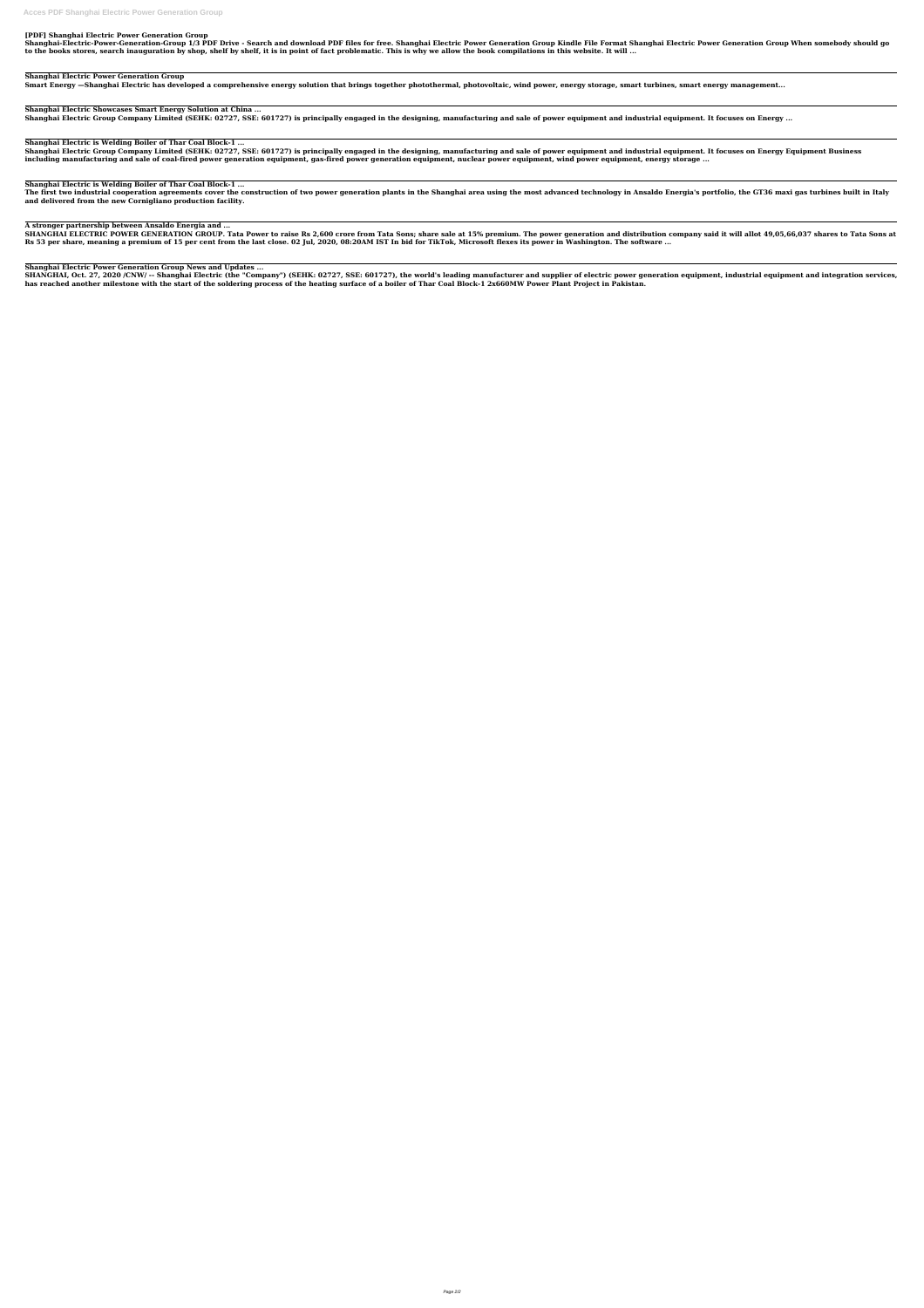**[PDF] Shanghai Electric Power Generation Group**

**Shanghai-Electric-Power-Generation-Group 1/3 PDF Drive - Search and download PDF files for free. Shanghai Electric Power Generation Group Kindle File Format Shanghai Electric Power Generation Group When somebody should go to the books stores, search inauguration by shop, shelf by shelf, it is in point of fact problematic. This is why we allow the book compilations in this website. It will ...**

**Shanghai Electric Power Generation Group**

**Smart Energy —Shanghai Electric has developed a comprehensive energy solution that brings together photothermal, photovoltaic, wind power, energy storage, smart turbines, smart energy management...**

**Shanghai Electric Showcases Smart Energy Solution at China ...**

**Shanghai Electric Group Company Limited (SEHK: 02727, SSE: 601727) is principally engaged in the designing, manufacturing and sale of power equipment and industrial equipment. It focuses on Energy ...**

**Shanghai Electric is Welding Boiler of Thar Coal Block-1 ...**

**Shanghai Electric Group Company Limited (SEHK: 02727, SSE: 601727) is principally engaged in the designing, manufacturing and sale of power equipment and industrial equipment. It focuses on Energy Equipment Business including manufacturing and sale of coal-fired power generation equipment, gas-fired power generation equipment, nuclear power equipment, wind power equipment, energy storage ...**

**Shanghai Electric is Welding Boiler of Thar Coal Block-1 ...**

**The first two industrial cooperation agreements cover the construction of two power generation plants in the Shanghai area using the most advanced technology in Ansaldo Energia's portfolio, the GT36 maxi gas turbines built in Italy and delivered from the new Cornigliano production facility.**

**A stronger partnership between Ansaldo Energia and ...**

**SHANGHAI ELECTRIC POWER GENERATION GROUP. Tata Power to raise Rs 2,600 crore from Tata Sons; share sale at 15% premium. The power generation and distribution company said it will allot 49,05,66,037 shares to Tata Sons at Rs 53 per share, meaning a premium of 15 per cent from the last close. 02 Jul, 2020, 08:20AM IST In bid for TikTok, Microsoft flexes its power in Washington. The software ...**

**Shanghai Electric Power Generation Group News and Updates ...**

**SHANGHAI, Oct. 27, 2020 /CNW/ -- Shanghai Electric (the "Company") (SEHK: 02727, SSE: 601727), the world's leading manufacturer and supplier of electric power generation equipment, industrial equipment and integration services, has reached another milestone with the start of the soldering process of the heating surface of a boiler of Thar Coal Block-1 2x660MW Power Plant Project in Pakistan.**